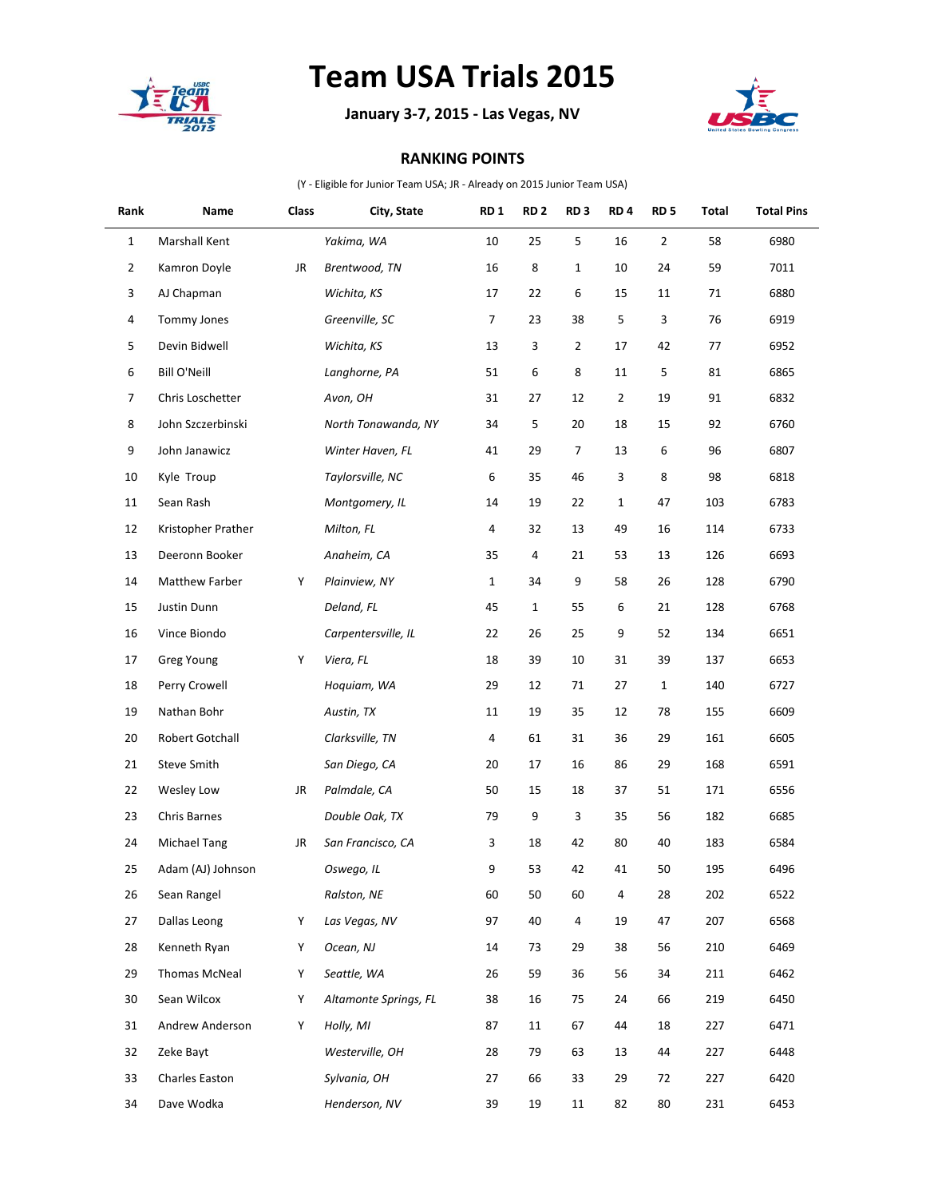# Team USA Trials 2015

**January 3-7, 2015 - Las Vegas, NV**

## RANKING POINTS

(Y - Eligible for Junior Team USA; JR - Already on 2015 Junior Team USA)

| Rank | Name | Class | City, State | RD 1 | RD 2 | RD 3 | RD 4 | RD 5 | Total | Total Pins |
|---|---|---|---|---|---|---|---|---|---|---|
| 1 | Marshall Kent | | *Yakima, WA* | 10 | 25 | 5 | 16 | 2 | 58 | 6980 |
| 2 | Kamron Doyle | JR | *Brentwood, TN* | 16 | 8 | 1 | 10 | 24 | 59 | 7011 |
| 3 | AJ Chapman | | *Wichita, KS* | 17 | 22 | 6 | 15 | 11 | 71 | 6880 |
| 4 | Tommy Jones | | *Greenville, SC* | 7 | 23 | 38 | 5 | 3 | 76 | 6919 |
| 5 | Devin Bidwell | | *Wichita, KS* | 13 | 3 | 2 | 17 | 42 | 77 | 6952 |
| 6 | Bill O'Neill | | *Langhorne, PA* | 51 | 6 | 8 | 11 | 5 | 81 | 6865 |
| 7 | Chris Loschetter | | *Avon, OH* | 31 | 27 | 12 | 2 | 19 | 91 | 6832 |
| 8 | John Szczerbinski | | *North Tonawanda, NY* | 34 | 5 | 20 | 18 | 15 | 92 | 6760 |
| 9 | John Janawicz | | *Winter Haven, FL* | 41 | 29 | 7 | 13 | 6 | 96 | 6807 |
| 10 | Kyle Troup | | *Taylorsville, NC* | 6 | 35 | 46 | 3 | 8 | 98 | 6818 |
| 11 | Sean Rash | | *Montgomery, IL* | 14 | 19 | 22 | 1 | 47 | 103 | 6783 |
| 12 | Kristopher Prather | | *Milton, FL* | 4 | 32 | 13 | 49 | 16 | 114 | 6733 |
| 13 | Deeronn Booker | | *Anaheim, CA* | 35 | 4 | 21 | 53 | 13 | 126 | 6693 |
| 14 | Matthew Farber | Y | *Plainview, NY* | 1 | 34 | 9 | 58 | 26 | 128 | 6790 |
| 15 | Justin Dunn | | *Deland, FL* | 45 | 1 | 55 | 6 | 21 | 128 | 6768 |
| 16 | Vince Biondo | | *Carpentersville, IL* | 22 | 26 | 25 | 9 | 52 | 134 | 6651 |
| 17 | Greg Young | Y | *Viera, FL* | 18 | 39 | 10 | 31 | 39 | 137 | 6653 |
| 18 | Perry Crowell | | *Hoquiam, WA* | 29 | 12 | 71 | 27 | 1 | 140 | 6727 |
| 19 | Nathan Bohr | | *Austin, TX* | 11 | 19 | 35 | 12 | 78 | 155 | 6609 |
| 20 | Robert Gotchall | | *Clarksville, TN* | 4 | 61 | 31 | 36 | 29 | 161 | 6605 |
| 21 | Steve Smith | | *San Diego, CA* | 20 | 17 | 16 | 86 | 29 | 168 | 6591 |
| 22 | Wesley Low | JR | *Palmdale, CA* | 50 | 15 | 18 | 37 | 51 | 171 | 6556 |
| 23 | Chris Barnes | | *Double Oak, TX* | 79 | 9 | 3 | 35 | 56 | 182 | 6685 |
| 24 | Michael Tang | JR | *San Francisco, CA* | 3 | 18 | 42 | 80 | 40 | 183 | 6584 |
| 25 | Adam (AJ) Johnson | | *Oswego, IL* | 9 | 53 | 42 | 41 | 50 | 195 | 6496 |
| 26 | Sean Rangel | | *Ralston, NE* | 60 | 50 | 60 | 4 | 28 | 202 | 6522 |
| 27 | Dallas Leong | Y | *Las Vegas, NV* | 97 | 40 | 4 | 19 | 47 | 207 | 6568 |
| 28 | Kenneth Ryan | Y | *Ocean, NJ* | 14 | 73 | 29 | 38 | 56 | 210 | 6469 |
| 29 | Thomas McNeal | Y | *Seattle, WA* | 26 | 59 | 36 | 56 | 34 | 211 | 6462 |
| 30 | Sean Wilcox | Y | *Altamonte Springs, FL* | 38 | 16 | 75 | 24 | 66 | 219 | 6450 |
| 31 | Andrew Anderson | Y | *Holly, MI* | 87 | 11 | 67 | 44 | 18 | 227 | 6471 |
| 32 | Zeke Bayt | | *Westerville, OH* | 28 | 79 | 63 | 13 | 44 | 227 | 6448 |
| 33 | Charles Easton | | *Sylvania, OH* | 27 | 66 | 33 | 29 | 72 | 227 | 6420 |
| 34 | Dave Wodka | | *Henderson, NV* | 39 | 19 | 11 | 82 | 80 | 231 | 6453 |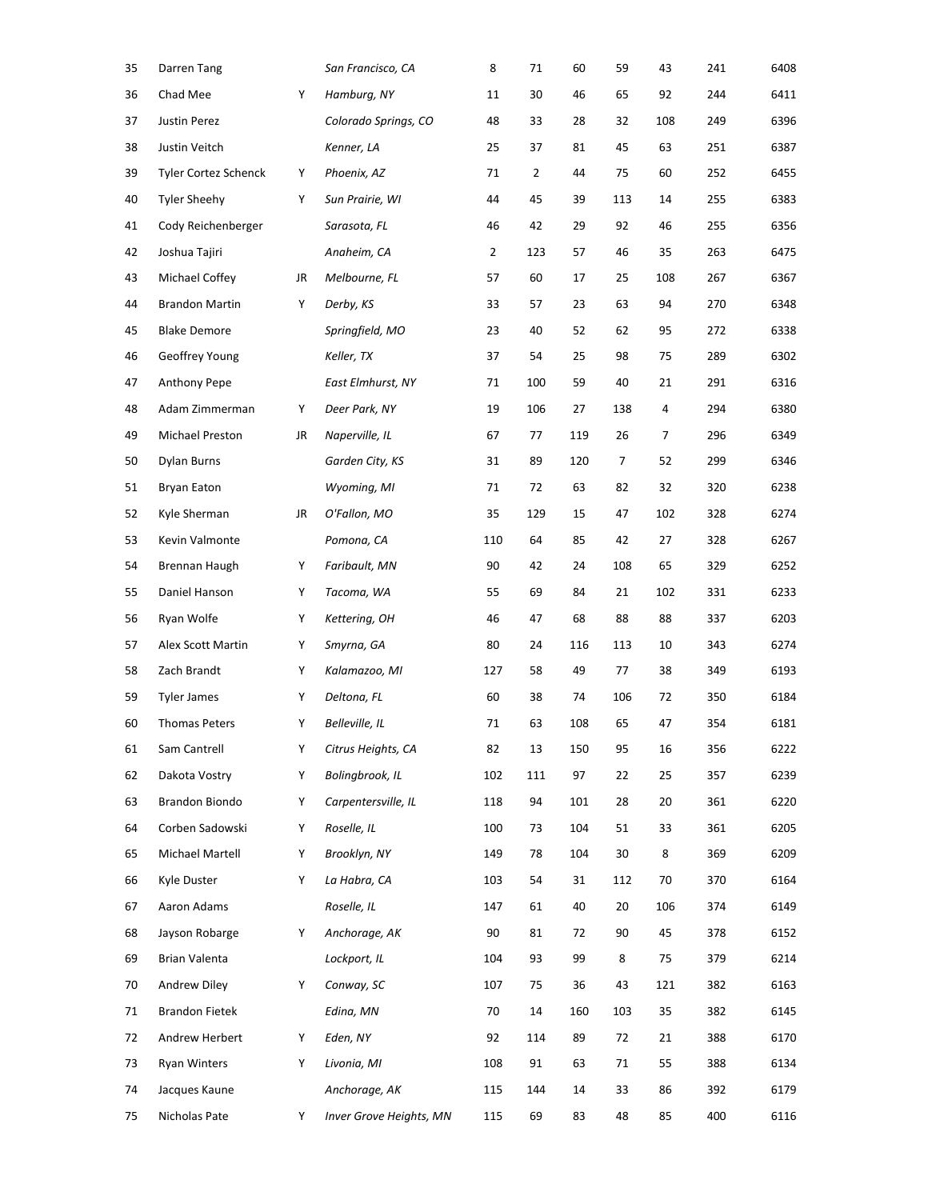| | | | | | | | | | | |
|---|---|---|---|---|---|---|---|---|---|---|
| 35 | Darren Tang | | *San Francisco, CA* | 8 | 71 | 60 | 59 | 43 | 241 | 6408 |
| 36 | Chad Mee | Y | *Hamburg, NY* | 11 | 30 | 46 | 65 | 92 | 244 | 6411 |
| 37 | Justin Perez | | *Colorado Springs, CO* | 48 | 33 | 28 | 32 | 108 | 249 | 6396 |
| 38 | Justin Veitch | | *Kenner, LA* | 25 | 37 | 81 | 45 | 63 | 251 | 6387 |
| 39 | Tyler Cortez Schenck | Y | *Phoenix, AZ* | 71 | 2 | 44 | 75 | 60 | 252 | 6455 |
| 40 | Tyler Sheehy | Y | *Sun Prairie, WI* | 44 | 45 | 39 | 113 | 14 | 255 | 6383 |
| 41 | Cody Reichenberger | | *Sarasota, FL* | 46 | 42 | 29 | 92 | 46 | 255 | 6356 |
| 42 | Joshua Tajiri | | *Anaheim, CA* | 2 | 123 | 57 | 46 | 35 | 263 | 6475 |
| 43 | Michael Coffey | JR | *Melbourne, FL* | 57 | 60 | 17 | 25 | 108 | 267 | 6367 |
| 44 | Brandon Martin | Y | *Derby, KS* | 33 | 57 | 23 | 63 | 94 | 270 | 6348 |
| 45 | Blake Demore | | *Springfield, MO* | 23 | 40 | 52 | 62 | 95 | 272 | 6338 |
| 46 | Geoffrey Young | | *Keller, TX* | 37 | 54 | 25 | 98 | 75 | 289 | 6302 |
| 47 | Anthony Pepe | | *East Elmhurst, NY* | 71 | 100 | 59 | 40 | 21 | 291 | 6316 |
| 48 | Adam Zimmerman | Y | *Deer Park, NY* | 19 | 106 | 27 | 138 | 4 | 294 | 6380 |
| 49 | Michael Preston | JR | *Naperville, IL* | 67 | 77 | 119 | 26 | 7 | 296 | 6349 |
| 50 | Dylan Burns | | *Garden City, KS* | 31 | 89 | 120 | 7 | 52 | 299 | 6346 |
| 51 | Bryan Eaton | | *Wyoming, MI* | 71 | 72 | 63 | 82 | 32 | 320 | 6238 |
| 52 | Kyle Sherman | JR | *O'Fallon, MO* | 35 | 129 | 15 | 47 | 102 | 328 | 6274 |
| 53 | Kevin Valmonte | | *Pomona, CA* | 110 | 64 | 85 | 42 | 27 | 328 | 6267 |
| 54 | Brennan Haugh | Y | *Faribault, MN* | 90 | 42 | 24 | 108 | 65 | 329 | 6252 |
| 55 | Daniel Hanson | Y | *Tacoma, WA* | 55 | 69 | 84 | 21 | 102 | 331 | 6233 |
| 56 | Ryan Wolfe | Y | *Kettering, OH* | 46 | 47 | 68 | 88 | 88 | 337 | 6203 |
| 57 | Alex Scott Martin | Y | *Smyrna, GA* | 80 | 24 | 116 | 113 | 10 | 343 | 6274 |
| 58 | Zach Brandt | Y | *Kalamazoo, MI* | 127 | 58 | 49 | 77 | 38 | 349 | 6193 |
| 59 | Tyler James | Y | *Deltona, FL* | 60 | 38 | 74 | 106 | 72 | 350 | 6184 |
| 60 | Thomas Peters | Y | *Belleville, IL* | 71 | 63 | 108 | 65 | 47 | 354 | 6181 |
| 61 | Sam Cantrell | Y | *Citrus Heights, CA* | 82 | 13 | 150 | 95 | 16 | 356 | 6222 |
| 62 | Dakota Vostry | Y | *Bolingbrook, IL* | 102 | 111 | 97 | 22 | 25 | 357 | 6239 |
| 63 | Brandon Biondo | Y | *Carpentersville, IL* | 118 | 94 | 101 | 28 | 20 | 361 | 6220 |
| 64 | Corben Sadowski | Y | *Roselle, IL* | 100 | 73 | 104 | 51 | 33 | 361 | 6205 |
| 65 | Michael Martell | Y | *Brooklyn, NY* | 149 | 78 | 104 | 30 | 8 | 369 | 6209 |
| 66 | Kyle Duster | Y | *La Habra, CA* | 103 | 54 | 31 | 112 | 70 | 370 | 6164 |
| 67 | Aaron Adams | | *Roselle, IL* | 147 | 61 | 40 | 20 | 106 | 374 | 6149 |
| 68 | Jayson Robarge | Y | *Anchorage, AK* | 90 | 81 | 72 | 90 | 45 | 378 | 6152 |
| 69 | Brian Valenta | | *Lockport, IL* | 104 | 93 | 99 | 8 | 75 | 379 | 6214 |
| 70 | Andrew Diley | Y | *Conway, SC* | 107 | 75 | 36 | 43 | 121 | 382 | 6163 |
| 71 | Brandon Fietek | | *Edina, MN* | 70 | 14 | 160 | 103 | 35 | 382 | 6145 |
| 72 | Andrew Herbert | Y | *Eden, NY* | 92 | 114 | 89 | 72 | 21 | 388 | 6170 |
| 73 | Ryan Winters | Y | *Livonia, MI* | 108 | 91 | 63 | 71 | 55 | 388 | 6134 |
| 74 | Jacques Kaune | | *Anchorage, AK* | 115 | 144 | 14 | 33 | 86 | 392 | 6179 |
| 75 | Nicholas Pate | Y | *Inver Grove Heights, MN* | 115 | 69 | 83 | 48 | 85 | 400 | 6116 |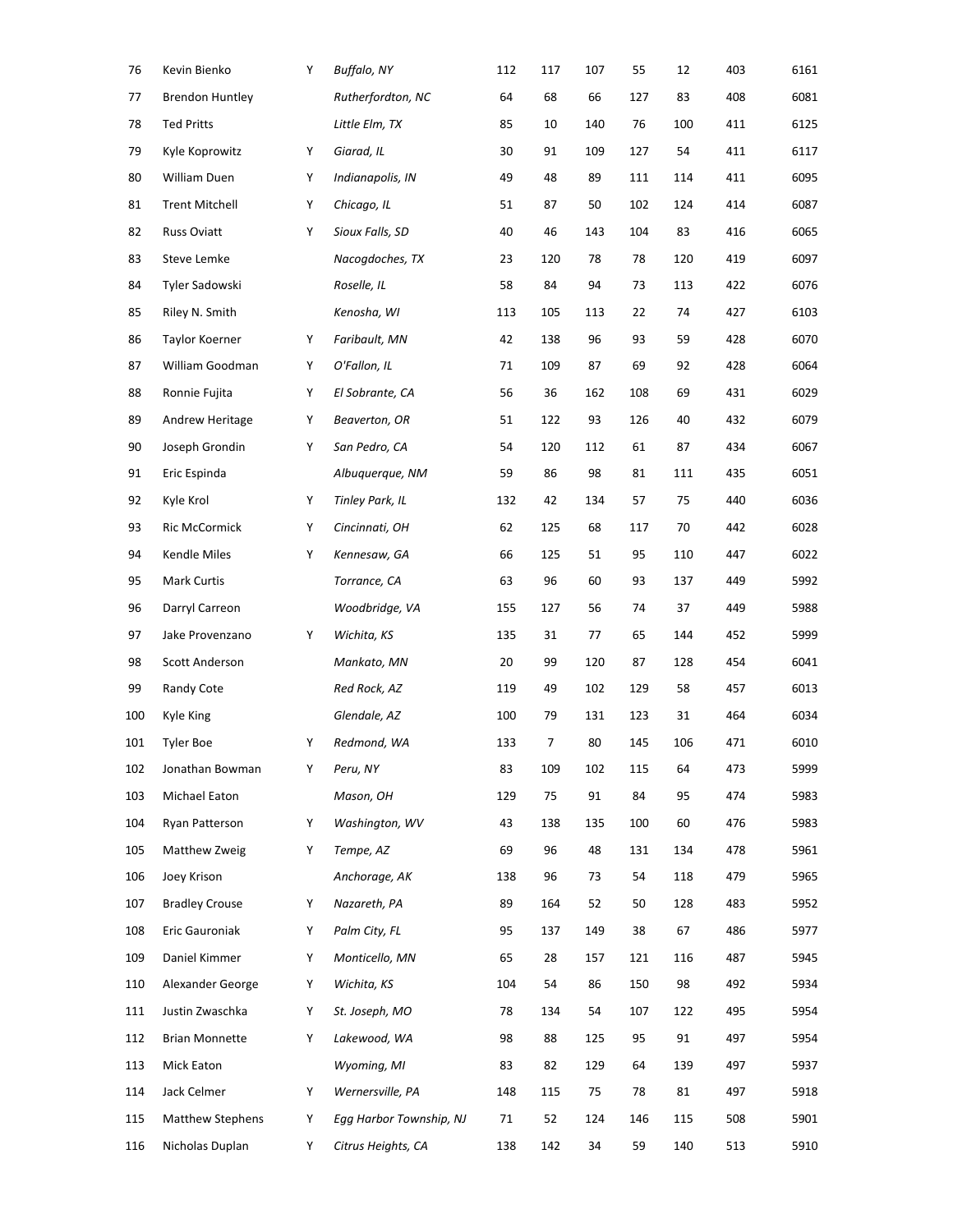| | | | | | | | | | | |
|---|---|---|---|---|---|---|---|---|---|---|
| 76 | Kevin Bienko | Y | *Buffalo, NY* | 112 | 117 | 107 | 55 | 12 | 403 | 6161 |
| 77 | Brendon Huntley | | *Rutherfordton, NC* | 64 | 68 | 66 | 127 | 83 | 408 | 6081 |
| 78 | Ted Pritts | | *Little Elm, TX* | 85 | 10 | 140 | 76 | 100 | 411 | 6125 |
| 79 | Kyle Koprowitz | Y | *Giarad, IL* | 30 | 91 | 109 | 127 | 54 | 411 | 6117 |
| 80 | William Duen | Y | *Indianapolis, IN* | 49 | 48 | 89 | 111 | 114 | 411 | 6095 |
| 81 | Trent Mitchell | Y | *Chicago, IL* | 51 | 87 | 50 | 102 | 124 | 414 | 6087 |
| 82 | Russ Oviatt | Y | *Sioux Falls, SD* | 40 | 46 | 143 | 104 | 83 | 416 | 6065 |
| 83 | Steve Lemke | | *Nacogdoches, TX* | 23 | 120 | 78 | 78 | 120 | 419 | 6097 |
| 84 | Tyler Sadowski | | *Roselle, IL* | 58 | 84 | 94 | 73 | 113 | 422 | 6076 |
| 85 | Riley N. Smith | | *Kenosha, WI* | 113 | 105 | 113 | 22 | 74 | 427 | 6103 |
| 86 | Taylor Koerner | Y | *Faribault, MN* | 42 | 138 | 96 | 93 | 59 | 428 | 6070 |
| 87 | William Goodman | Y | *O'Fallon, IL* | 71 | 109 | 87 | 69 | 92 | 428 | 6064 |
| 88 | Ronnie Fujita | Y | *El Sobrante, CA* | 56 | 36 | 162 | 108 | 69 | 431 | 6029 |
| 89 | Andrew Heritage | Y | *Beaverton, OR* | 51 | 122 | 93 | 126 | 40 | 432 | 6079 |
| 90 | Joseph Grondin | Y | *San Pedro, CA* | 54 | 120 | 112 | 61 | 87 | 434 | 6067 |
| 91 | Eric Espinda | | *Albuquerque, NM* | 59 | 86 | 98 | 81 | 111 | 435 | 6051 |
| 92 | Kyle Krol | Y | *Tinley Park, IL* | 132 | 42 | 134 | 57 | 75 | 440 | 6036 |
| 93 | Ric McCormick | Y | *Cincinnati, OH* | 62 | 125 | 68 | 117 | 70 | 442 | 6028 |
| 94 | Kendle Miles | Y | *Kennesaw, GA* | 66 | 125 | 51 | 95 | 110 | 447 | 6022 |
| 95 | Mark Curtis | | *Torrance, CA* | 63 | 96 | 60 | 93 | 137 | 449 | 5992 |
| 96 | Darryl Carreon | | *Woodbridge, VA* | 155 | 127 | 56 | 74 | 37 | 449 | 5988 |
| 97 | Jake Provenzano | Y | *Wichita, KS* | 135 | 31 | 77 | 65 | 144 | 452 | 5999 |
| 98 | Scott Anderson | | *Mankato, MN* | 20 | 99 | 120 | 87 | 128 | 454 | 6041 |
| 99 | Randy Cote | | *Red Rock, AZ* | 119 | 49 | 102 | 129 | 58 | 457 | 6013 |
| 100 | Kyle King | | *Glendale, AZ* | 100 | 79 | 131 | 123 | 31 | 464 | 6034 |
| 101 | Tyler Boe | Y | *Redmond, WA* | 133 | 7 | 80 | 145 | 106 | 471 | 6010 |
| 102 | Jonathan Bowman | Y | *Peru, NY* | 83 | 109 | 102 | 115 | 64 | 473 | 5999 |
| 103 | Michael Eaton | | *Mason, OH* | 129 | 75 | 91 | 84 | 95 | 474 | 5983 |
| 104 | Ryan Patterson | Y | *Washington, WV* | 43 | 138 | 135 | 100 | 60 | 476 | 5983 |
| 105 | Matthew Zweig | Y | *Tempe, AZ* | 69 | 96 | 48 | 131 | 134 | 478 | 5961 |
| 106 | Joey Krison | | *Anchorage, AK* | 138 | 96 | 73 | 54 | 118 | 479 | 5965 |
| 107 | Bradley Crouse | Y | *Nazareth, PA* | 89 | 164 | 52 | 50 | 128 | 483 | 5952 |
| 108 | Eric Gauroniak | Y | *Palm City, FL* | 95 | 137 | 149 | 38 | 67 | 486 | 5977 |
| 109 | Daniel Kimmer | Y | *Monticello, MN* | 65 | 28 | 157 | 121 | 116 | 487 | 5945 |
| 110 | Alexander George | Y | *Wichita, KS* | 104 | 54 | 86 | 150 | 98 | 492 | 5934 |
| 111 | Justin Zwaschka | Y | *St. Joseph, MO* | 78 | 134 | 54 | 107 | 122 | 495 | 5954 |
| 112 | Brian Monnette | Y | *Lakewood, WA* | 98 | 88 | 125 | 95 | 91 | 497 | 5954 |
| 113 | Mick Eaton | | *Wyoming, MI* | 83 | 82 | 129 | 64 | 139 | 497 | 5937 |
| 114 | Jack Celmer | Y | *Wernersville, PA* | 148 | 115 | 75 | 78 | 81 | 497 | 5918 |
| 115 | Matthew Stephens | Y | *Egg Harbor Township, NJ* | 71 | 52 | 124 | 146 | 115 | 508 | 5901 |
| 116 | Nicholas Duplan | Y | *Citrus Heights, CA* | 138 | 142 | 34 | 59 | 140 | 513 | 5910 |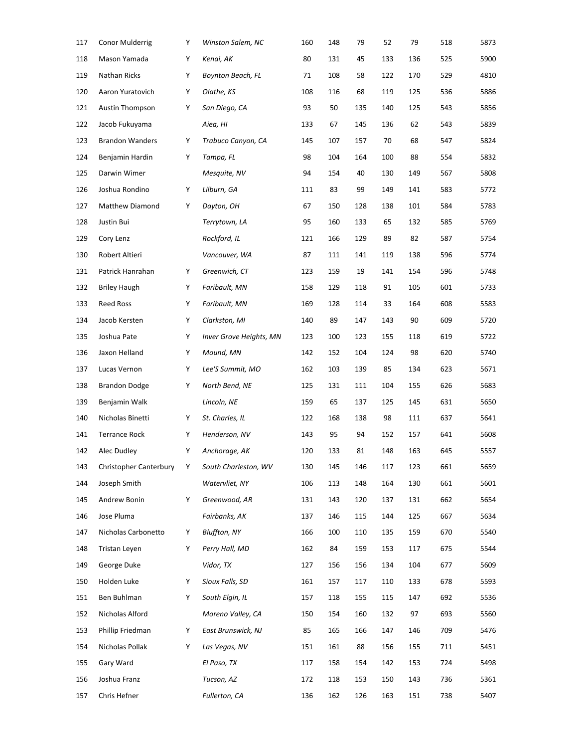| | | | | | | | | | | |
|---|---|---|---|---|---|---|---|---|---|---|
| 117 | Conor Mulderrig | Y | *Winston Salem, NC* | 160 | 148 | 79 | 52 | 79 | 518 | 5873 |
| 118 | Mason Yamada | Y | *Kenai, AK* | 80 | 131 | 45 | 133 | 136 | 525 | 5900 |
| 119 | Nathan Ricks | Y | *Boynton Beach, FL* | 71 | 108 | 58 | 122 | 170 | 529 | 4810 |
| 120 | Aaron Yuratovich | Y | *Olathe, KS* | 108 | 116 | 68 | 119 | 125 | 536 | 5886 |
| 121 | Austin Thompson | Y | *San Diego, CA* | 93 | 50 | 135 | 140 | 125 | 543 | 5856 |
| 122 | Jacob Fukuyama | | *Aiea, HI* | 133 | 67 | 145 | 136 | 62 | 543 | 5839 |
| 123 | Brandon Wanders | Y | *Trabuco Canyon, CA* | 145 | 107 | 157 | 70 | 68 | 547 | 5824 |
| 124 | Benjamin Hardin | Y | *Tampa, FL* | 98 | 104 | 164 | 100 | 88 | 554 | 5832 |
| 125 | Darwin Wimer | | *Mesquite, NV* | 94 | 154 | 40 | 130 | 149 | 567 | 5808 |
| 126 | Joshua Rondino | Y | *Lilburn, GA* | 111 | 83 | 99 | 149 | 141 | 583 | 5772 |
| 127 | Matthew Diamond | Y | *Dayton, OH* | 67 | 150 | 128 | 138 | 101 | 584 | 5783 |
| 128 | Justin Bui | | *Terrytown, LA* | 95 | 160 | 133 | 65 | 132 | 585 | 5769 |
| 129 | Cory Lenz | | *Rockford, IL* | 121 | 166 | 129 | 89 | 82 | 587 | 5754 |
| 130 | Robert Altieri | | *Vancouver, WA* | 87 | 111 | 141 | 119 | 138 | 596 | 5774 |
| 131 | Patrick Hanrahan | Y | *Greenwich, CT* | 123 | 159 | 19 | 141 | 154 | 596 | 5748 |
| 132 | Briley Haugh | Y | *Faribault, MN* | 158 | 129 | 118 | 91 | 105 | 601 | 5733 |
| 133 | Reed Ross | Y | *Faribault, MN* | 169 | 128 | 114 | 33 | 164 | 608 | 5583 |
| 134 | Jacob Kersten | Y | *Clarkston, MI* | 140 | 89 | 147 | 143 | 90 | 609 | 5720 |
| 135 | Joshua Pate | Y | *Inver Grove Heights, MN* | 123 | 100 | 123 | 155 | 118 | 619 | 5722 |
| 136 | Jaxon Helland | Y | *Mound, MN* | 142 | 152 | 104 | 124 | 98 | 620 | 5740 |
| 137 | Lucas Vernon | Y | *Lee'S Summit, MO* | 162 | 103 | 139 | 85 | 134 | 623 | 5671 |
| 138 | Brandon Dodge | Y | *North Bend, NE* | 125 | 131 | 111 | 104 | 155 | 626 | 5683 |
| 139 | Benjamin Walk | | *Lincoln, NE* | 159 | 65 | 137 | 125 | 145 | 631 | 5650 |
| 140 | Nicholas Binetti | Y | *St. Charles, IL* | 122 | 168 | 138 | 98 | 111 | 637 | 5641 |
| 141 | Terrance Rock | Y | *Henderson, NV* | 143 | 95 | 94 | 152 | 157 | 641 | 5608 |
| 142 | Alec Dudley | Y | *Anchorage, AK* | 120 | 133 | 81 | 148 | 163 | 645 | 5557 |
| 143 | Christopher Canterbury | Y | *South Charleston, WV* | 130 | 145 | 146 | 117 | 123 | 661 | 5659 |
| 144 | Joseph Smith | | *Watervliet, NY* | 106 | 113 | 148 | 164 | 130 | 661 | 5601 |
| 145 | Andrew Bonin | Y | *Greenwood, AR* | 131 | 143 | 120 | 137 | 131 | 662 | 5654 |
| 146 | Jose Pluma | | *Fairbanks, AK* | 137 | 146 | 115 | 144 | 125 | 667 | 5634 |
| 147 | Nicholas Carbonetto | Y | *Bluffton, NY* | 166 | 100 | 110 | 135 | 159 | 670 | 5540 |
| 148 | Tristan Leyen | Y | *Perry Hall, MD* | 162 | 84 | 159 | 153 | 117 | 675 | 5544 |
| 149 | George Duke | | *Vidor, TX* | 127 | 156 | 156 | 134 | 104 | 677 | 5609 |
| 150 | Holden Luke | Y | *Sioux Falls, SD* | 161 | 157 | 117 | 110 | 133 | 678 | 5593 |
| 151 | Ben Buhlman | Y | *South Elgin, IL* | 157 | 118 | 155 | 115 | 147 | 692 | 5536 |
| 152 | Nicholas Alford | | *Moreno Valley, CA* | 150 | 154 | 160 | 132 | 97 | 693 | 5560 |
| 153 | Phillip Friedman | Y | *East Brunswick, NJ* | 85 | 165 | 166 | 147 | 146 | 709 | 5476 |
| 154 | Nicholas Pollak | Y | *Las Vegas, NV* | 151 | 161 | 88 | 156 | 155 | 711 | 5451 |
| 155 | Gary Ward | | *El Paso, TX* | 117 | 158 | 154 | 142 | 153 | 724 | 5498 |
| 156 | Joshua Franz | | *Tucson, AZ* | 172 | 118 | 153 | 150 | 143 | 736 | 5361 |
| 157 | Chris Hefner | | *Fullerton, CA* | 136 | 162 | 126 | 163 | 151 | 738 | 5407 |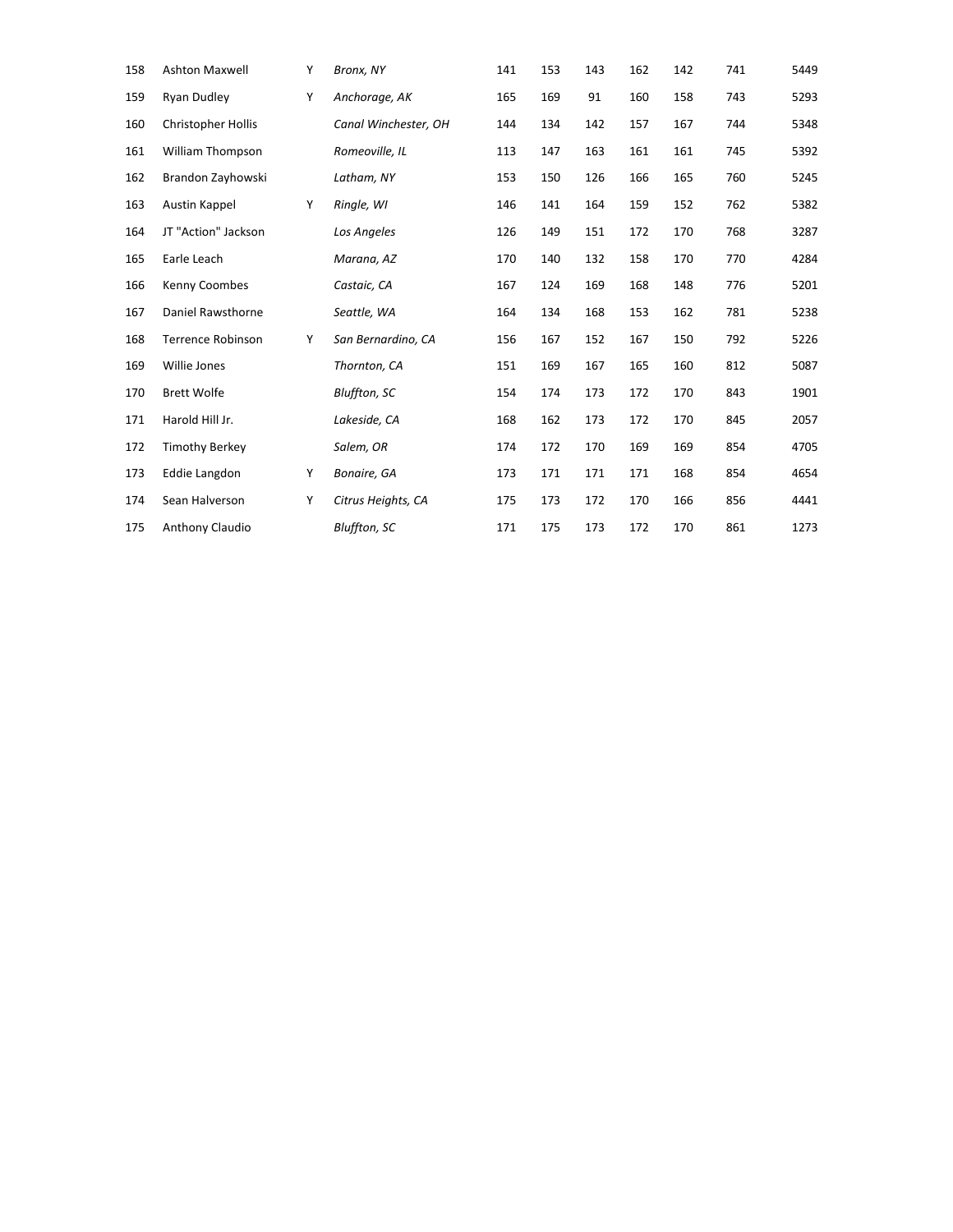| | | | | | | | | | | |
|---|---|---|---|---|---|---|---|---|---|---|
| 158 | Ashton Maxwell | Y | *Bronx, NY* | 141 | 153 | 143 | 162 | 142 | 741 | 5449 |
| 159 | Ryan Dudley | Y | *Anchorage, AK* | 165 | 169 | 91 | 160 | 158 | 743 | 5293 |
| 160 | Christopher Hollis | | *Canal Winchester, OH* | 144 | 134 | 142 | 157 | 167 | 744 | 5348 |
| 161 | William Thompson | | *Romeoville, IL* | 113 | 147 | 163 | 161 | 161 | 745 | 5392 |
| 162 | Brandon Zayhowski | | *Latham, NY* | 153 | 150 | 126 | 166 | 165 | 760 | 5245 |
| 163 | Austin Kappel | Y | *Ringle, WI* | 146 | 141 | 164 | 159 | 152 | 762 | 5382 |
| 164 | JT "Action" Jackson | | *Los Angeles* | 126 | 149 | 151 | 172 | 170 | 768 | 3287 |
| 165 | Earle Leach | | *Marana, AZ* | 170 | 140 | 132 | 158 | 170 | 770 | 4284 |
| 166 | Kenny Coombes | | *Castaic, CA* | 167 | 124 | 169 | 168 | 148 | 776 | 5201 |
| 167 | Daniel Rawsthorne | | *Seattle, WA* | 164 | 134 | 168 | 153 | 162 | 781 | 5238 |
| 168 | Terrence Robinson | Y | *San Bernardino, CA* | 156 | 167 | 152 | 167 | 150 | 792 | 5226 |
| 169 | Willie Jones | | *Thornton, CA* | 151 | 169 | 167 | 165 | 160 | 812 | 5087 |
| 170 | Brett Wolfe | | *Bluffton, SC* | 154 | 174 | 173 | 172 | 170 | 843 | 1901 |
| 171 | Harold Hill Jr. | | *Lakeside, CA* | 168 | 162 | 173 | 172 | 170 | 845 | 2057 |
| 172 | Timothy Berkey | | *Salem, OR* | 174 | 172 | 170 | 169 | 169 | 854 | 4705 |
| 173 | Eddie Langdon | Y | *Bonaire, GA* | 173 | 171 | 171 | 171 | 168 | 854 | 4654 |
| 174 | Sean Halverson | Y | *Citrus Heights, CA* | 175 | 173 | 172 | 170 | 166 | 856 | 4441 |
| 175 | Anthony Claudio | | *Bluffton, SC* | 171 | 175 | 173 | 172 | 170 | 861 | 1273 |